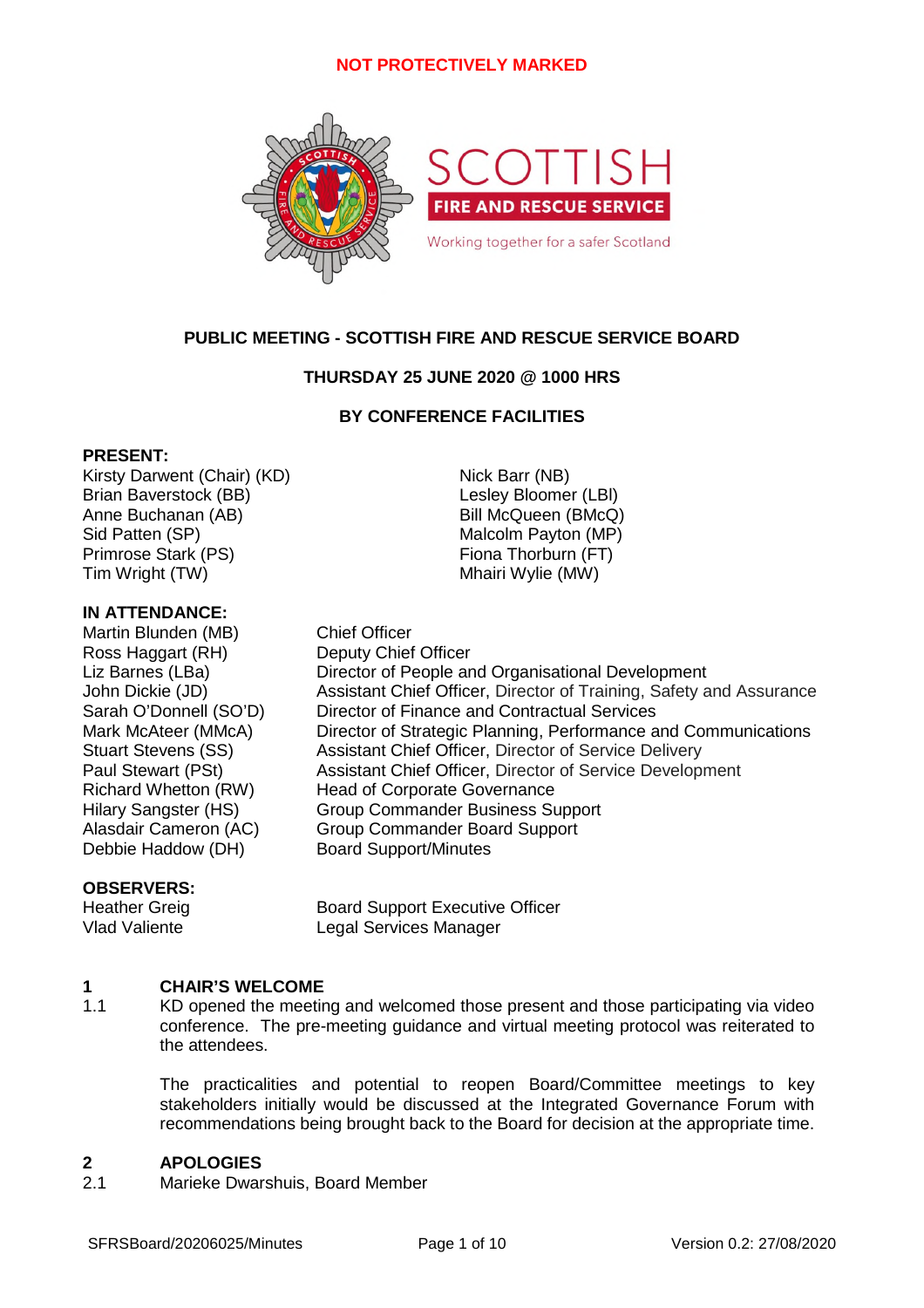NOT PROTECTIVELY MARKED

SCOTTISH FIRE AND RESCUE SERVICE

Working together for a safer Scotland

# PUBLIC MEETING - SCOTTISH FIRE AND RESCUE SERVICE BOARD

**THURSDAY 25 JUNE 2020 @ 1000 HRS**

**BY CONFERENCE FACILITIES**

**PRESENT:**

Kirsty Darwent (Chair) (KD)
Brian Baverstock (BB)
Anne Buchanan (AB)
Sid Patten (SP)
Primrose Stark (PS)
Tim Wright (TW)
Nick Barr (NB)
Lesley Bloomer (LBl)
Bill McQueen (BMcQ)
Malcolm Payton (MP)
Fiona Thorburn (FT)
Mhairi Wylie (MW)

**IN ATTENDANCE:**

| | |
|---|---|
| Martin Blunden (MB) | Chief Officer |
| Ross Haggart (RH) | Deputy Chief Officer |
| Liz Barnes (LBa) | Director of People and Organisational Development |
| John Dickie (JD) | Assistant Chief Officer, Director of Training, Safety and Assurance |
| Sarah O'Donnell (SO'D) | Director of Finance and Contractual Services |
| Mark McAteer (MMcA) | Director of Strategic Planning, Performance and Communications |
| Stuart Stevens (SS) | Assistant Chief Officer, Director of Service Delivery |
| Paul Stewart (PSt) | Assistant Chief Officer, Director of Service Development |
| Richard Whetton (RW) | Head of Corporate Governance |
| Hilary Sangster (HS) | Group Commander Business Support |
| Alasdair Cameron (AC) | Group Commander Board Support |
| Debbie Haddow (DH) | Board Support/Minutes |

**OBSERVERS:**

| | |
|---|---|
| Heather Greig | Board Support Executive Officer |
| Vlad Valiente | Legal Services Manager |

## 1 CHAIR'S WELCOME

1.1 KD opened the meeting and welcomed those present and those participating via video conference. The pre-meeting guidance and virtual meeting protocol was reiterated to the attendees.

The practicalities and potential to reopen Board/Committee meetings to key stakeholders initially would be discussed at the Integrated Governance Forum with recommendations being brought back to the Board for decision at the appropriate time.

## 2 APOLOGIES

2.1 Marieke Dwarshuis, Board Member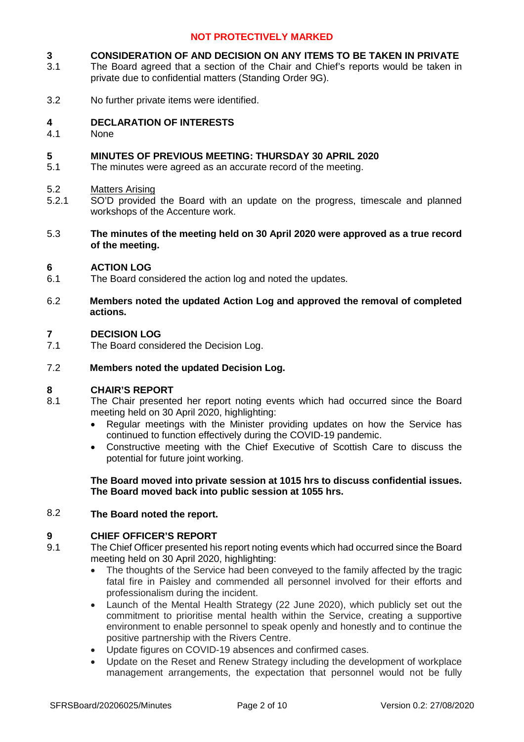**NOT PROTECTIVELY MARKED**

**3 CONSIDERATION OF AND DECISION ON ANY ITEMS TO BE TAKEN IN PRIVATE**

3.1 The Board agreed that a section of the Chair and Chief's reports would be taken in private due to confidential matters (Standing Order 9G).

3.2 No further private items were identified.

**4 DECLARATION OF INTERESTS**

4.1 None

**5 MINUTES OF PREVIOUS MEETING: THURSDAY 30 APRIL 2020**

5.1 The minutes were agreed as an accurate record of the meeting.

5.2 Matters Arising

5.2.1 SO'D provided the Board with an update on the progress, timescale and planned workshops of the Accenture work.

5.3 **The minutes of the meeting held on 30 April 2020 were approved as a true record of the meeting.**

**6 ACTION LOG**

6.1 The Board considered the action log and noted the updates.

6.2 **Members noted the updated Action Log and approved the removal of completed actions.**

**7 DECISION LOG**

7.1 The Board considered the Decision Log.

7.2 **Members noted the updated Decision Log.**

**8 CHAIR'S REPORT**

8.1 The Chair presented her report noting events which had occurred since the Board meeting held on 30 April 2020, highlighting:

- Regular meetings with the Minister providing updates on how the Service has continued to function effectively during the COVID-19 pandemic.
- Constructive meeting with the Chief Executive of Scottish Care to discuss the potential for future joint working.

**The Board moved into private session at 1015 hrs to discuss confidential issues. The Board moved back into public session at 1055 hrs.**

8.2 **The Board noted the report.**

**9 CHIEF OFFICER'S REPORT**

9.1 The Chief Officer presented his report noting events which had occurred since the Board meeting held on 30 April 2020, highlighting:

- The thoughts of the Service had been conveyed to the family affected by the tragic fatal fire in Paisley and commended all personnel involved for their efforts and professionalism during the incident.
- Launch of the Mental Health Strategy (22 June 2020), which publicly set out the commitment to prioritise mental health within the Service, creating a supportive environment to enable personnel to speak openly and honestly and to continue the positive partnership with the Rivers Centre.
- Update figures on COVID-19 absences and confirmed cases.
- Update on the Reset and Renew Strategy including the development of workplace management arrangements, the expectation that personnel would not be fully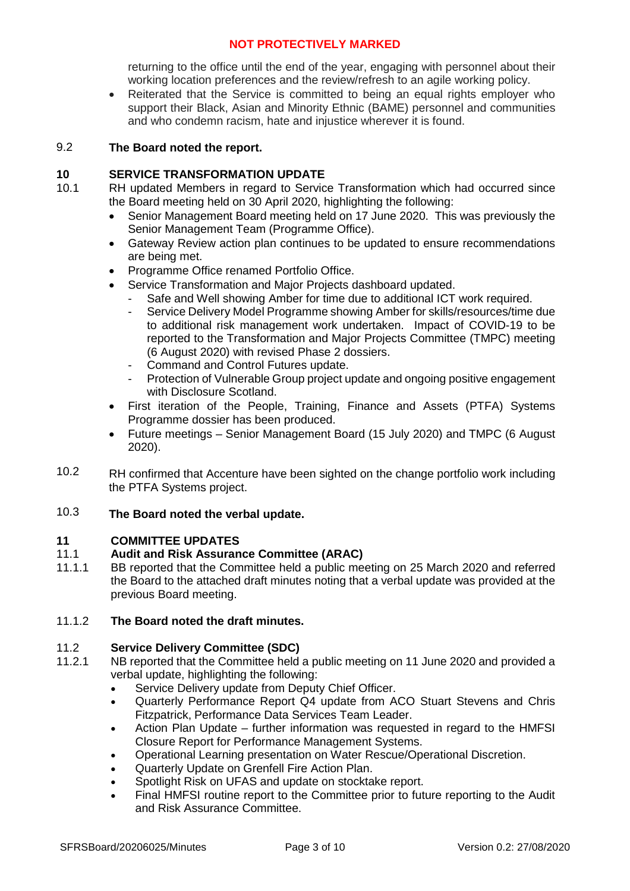returning to the office until the end of the year, engaging with personnel about their working location preferences and the review/refresh to an agile working policy.

- Reiterated that the Service is committed to being an equal rights employer who support their Black, Asian and Minority Ethnic (BAME) personnel and communities and who condemn racism, hate and injustice wherever it is found.

9.2 **The Board noted the report.**

## 10 SERVICE TRANSFORMATION UPDATE

10.1 RH updated Members in regard to Service Transformation which had occurred since the Board meeting held on 30 April 2020, highlighting the following:

- Senior Management Board meeting held on 17 June 2020. This was previously the Senior Management Team (Programme Office).
- Gateway Review action plan continues to be updated to ensure recommendations are being met.
- Programme Office renamed Portfolio Office.
- Service Transformation and Major Projects dashboard updated.
  - Safe and Well showing Amber for time due to additional ICT work required.
  - Service Delivery Model Programme showing Amber for skills/resources/time due to additional risk management work undertaken. Impact of COVID-19 to be reported to the Transformation and Major Projects Committee (TMPC) meeting (6 August 2020) with revised Phase 2 dossiers.
  - Command and Control Futures update.
  - Protection of Vulnerable Group project update and ongoing positive engagement with Disclosure Scotland.
- First iteration of the People, Training, Finance and Assets (PTFA) Systems Programme dossier has been produced.
- Future meetings – Senior Management Board (15 July 2020) and TMPC (6 August 2020).

10.2 RH confirmed that Accenture have been sighted on the change portfolio work including the PTFA Systems project.

10.3 **The Board noted the verbal update.**

## 11 COMMITTEE UPDATES

### 11.1 Audit and Risk Assurance Committee (ARAC)

11.1.1 BB reported that the Committee held a public meeting on 25 March 2020 and referred the Board to the attached draft minutes noting that a verbal update was provided at the previous Board meeting.

11.1.2 **The Board noted the draft minutes.**

### 11.2 Service Delivery Committee (SDC)

11.2.1 NB reported that the Committee held a public meeting on 11 June 2020 and provided a verbal update, highlighting the following:

- Service Delivery update from Deputy Chief Officer.
- Quarterly Performance Report Q4 update from ACO Stuart Stevens and Chris Fitzpatrick, Performance Data Services Team Leader.
- Action Plan Update – further information was requested in regard to the HMFSI Closure Report for Performance Management Systems.
- Operational Learning presentation on Water Rescue/Operational Discretion.
- Quarterly Update on Grenfell Fire Action Plan.
- Spotlight Risk on UFAS and update on stocktake report.
- Final HMFSI routine report to the Committee prior to future reporting to the Audit and Risk Assurance Committee.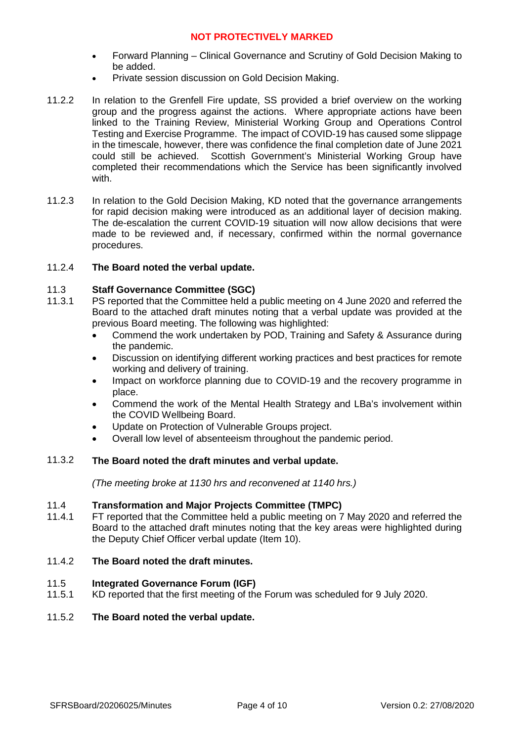- Forward Planning – Clinical Governance and Scrutiny of Gold Decision Making to be added.
- Private session discussion on Gold Decision Making.

11.2.2 In relation to the Grenfell Fire update, SS provided a brief overview on the working group and the progress against the actions. Where appropriate actions have been linked to the Training Review, Ministerial Working Group and Operations Control Testing and Exercise Programme. The impact of COVID-19 has caused some slippage in the timescale, however, there was confidence the final completion date of June 2021 could still be achieved. Scottish Government's Ministerial Working Group have completed their recommendations which the Service has been significantly involved with.

11.2.3 In relation to the Gold Decision Making, KD noted that the governance arrangements for rapid decision making were introduced as an additional layer of decision making. The de-escalation the current COVID-19 situation will now allow decisions that were made to be reviewed and, if necessary, confirmed within the normal governance procedures.

11.2.4 **The Board noted the verbal update.**

11.3 **Staff Governance Committee (SGC)**

11.3.1 PS reported that the Committee held a public meeting on 4 June 2020 and referred the Board to the attached draft minutes noting that a verbal update was provided at the previous Board meeting. The following was highlighted:

- Commend the work undertaken by POD, Training and Safety & Assurance during the pandemic.
- Discussion on identifying different working practices and best practices for remote working and delivery of training.
- Impact on workforce planning due to COVID-19 and the recovery programme in place.
- Commend the work of the Mental Health Strategy and LBa's involvement within the COVID Wellbeing Board.
- Update on Protection of Vulnerable Groups project.
- Overall low level of absenteeism throughout the pandemic period.

11.3.2 **The Board noted the draft minutes and verbal update.**

*(The meeting broke at 1130 hrs and reconvened at 1140 hrs.)*

11.4 **Transformation and Major Projects Committee (TMPC)**

11.4.1 FT reported that the Committee held a public meeting on 7 May 2020 and referred the Board to the attached draft minutes noting that the key areas were highlighted during the Deputy Chief Officer verbal update (Item 10).

11.4.2 **The Board noted the draft minutes.**

11.5 **Integrated Governance Forum (IGF)**

11.5.1 KD reported that the first meeting of the Forum was scheduled for 9 July 2020.

11.5.2 **The Board noted the verbal update.**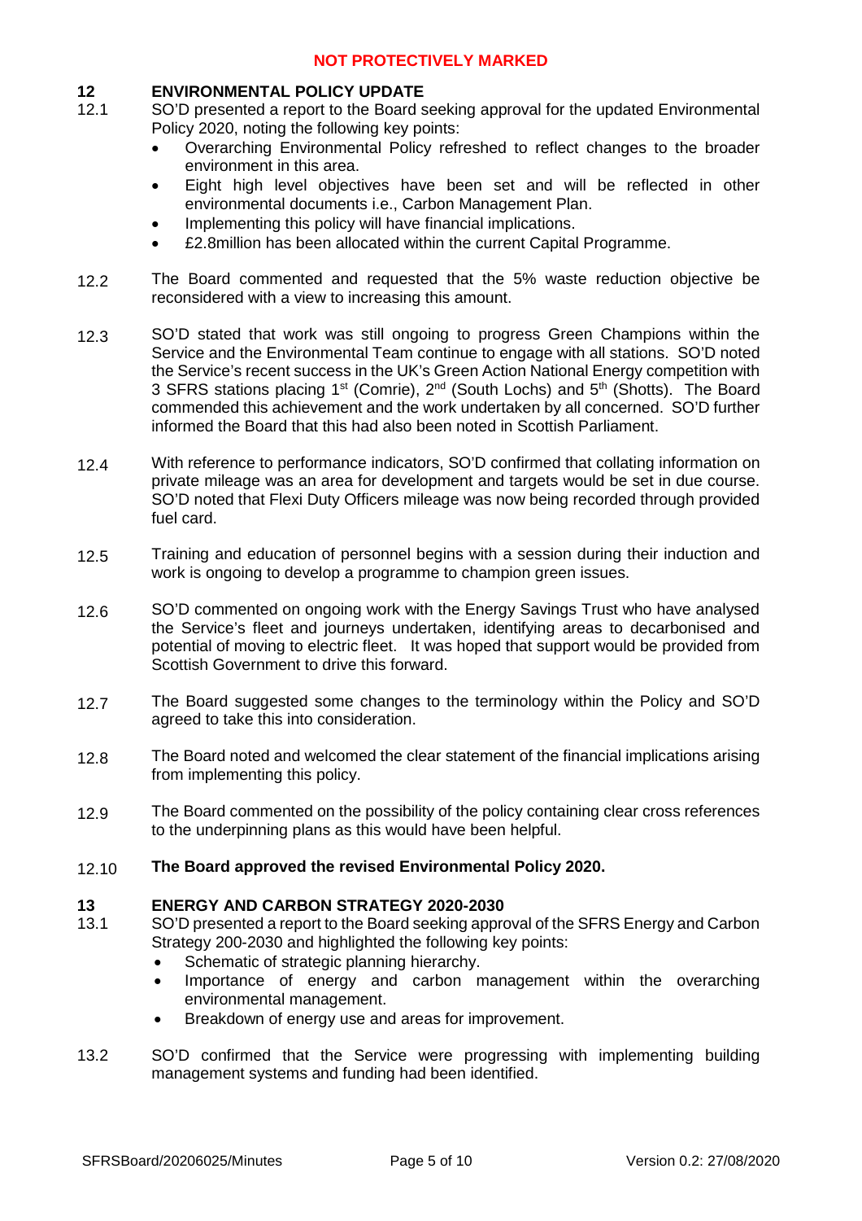## 12 ENVIRONMENTAL POLICY UPDATE

12.1 SO'D presented a report to the Board seeking approval for the updated Environmental Policy 2020, noting the following key points:

- Overarching Environmental Policy refreshed to reflect changes to the broader environment in this area.
- Eight high level objectives have been set and will be reflected in other environmental documents i.e., Carbon Management Plan.
- Implementing this policy will have financial implications.
- £2.8million has been allocated within the current Capital Programme.

12.2 The Board commented and requested that the 5% waste reduction objective be reconsidered with a view to increasing this amount.

12.3 SO'D stated that work was still ongoing to progress Green Champions within the Service and the Environmental Team continue to engage with all stations. SO'D noted the Service's recent success in the UK's Green Action National Energy competition with 3 SFRS stations placing 1st (Comrie), 2nd (South Lochs) and 5th (Shotts). The Board commended this achievement and the work undertaken by all concerned. SO'D further informed the Board that this had also been noted in Scottish Parliament.

12.4 With reference to performance indicators, SO'D confirmed that collating information on private mileage was an area for development and targets would be set in due course. SO'D noted that Flexi Duty Officers mileage was now being recorded through provided fuel card.

12.5 Training and education of personnel begins with a session during their induction and work is ongoing to develop a programme to champion green issues.

12.6 SO'D commented on ongoing work with the Energy Savings Trust who have analysed the Service's fleet and journeys undertaken, identifying areas to decarbonised and potential of moving to electric fleet. It was hoped that support would be provided from Scottish Government to drive this forward.

12.7 The Board suggested some changes to the terminology within the Policy and SO'D agreed to take this into consideration.

12.8 The Board noted and welcomed the clear statement of the financial implications arising from implementing this policy.

12.9 The Board commented on the possibility of the policy containing clear cross references to the underpinning plans as this would have been helpful.

12.10 **The Board approved the revised Environmental Policy 2020.**

## 13 ENERGY AND CARBON STRATEGY 2020-2030

13.1 SO'D presented a report to the Board seeking approval of the SFRS Energy and Carbon Strategy 200-2030 and highlighted the following key points:

- Schematic of strategic planning hierarchy.
- Importance of energy and carbon management within the overarching environmental management.
- Breakdown of energy use and areas for improvement.

13.2 SO'D confirmed that the Service were progressing with implementing building management systems and funding had been identified.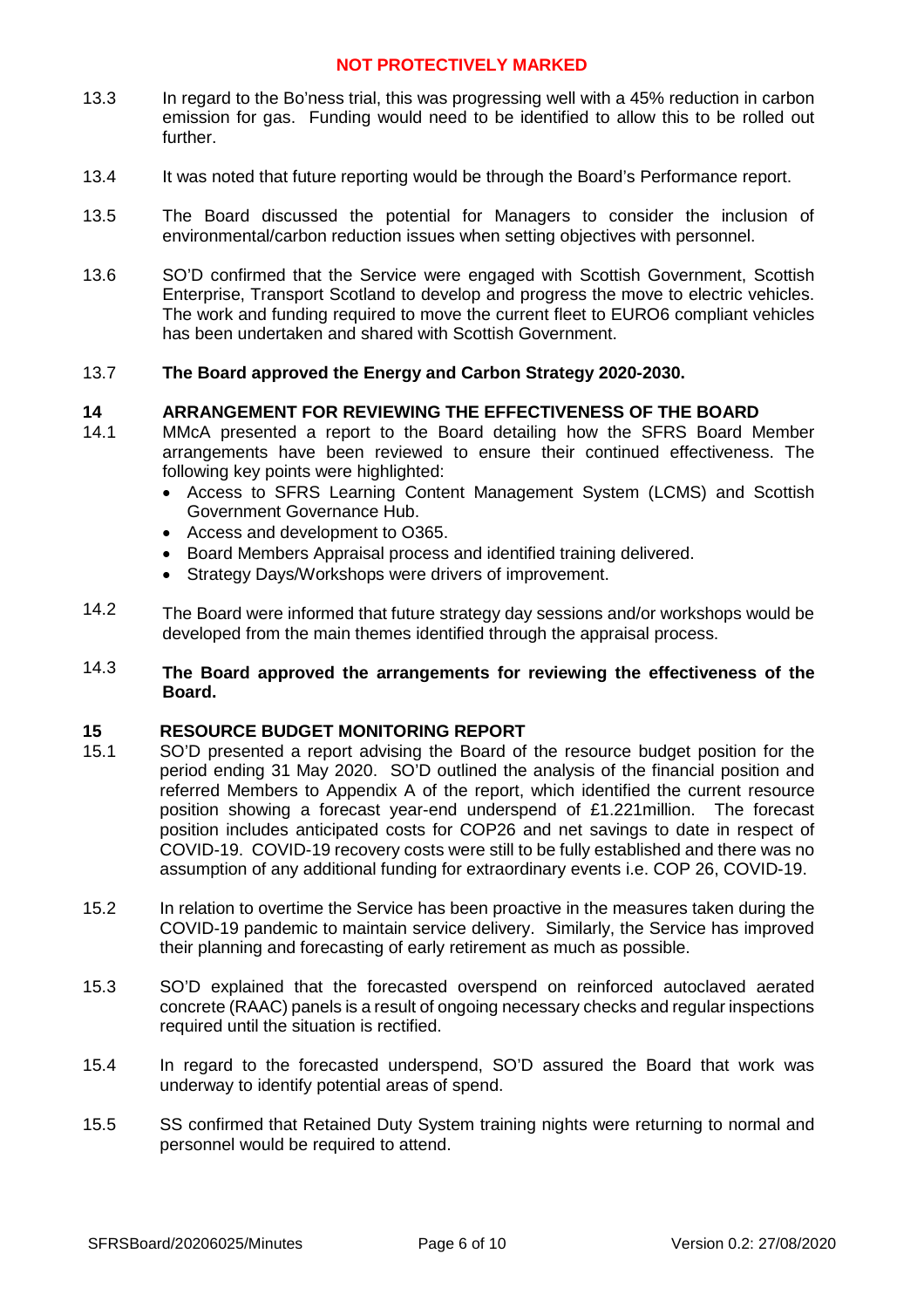13.3 In regard to the Bo'ness trial, this was progressing well with a 45% reduction in carbon emission for gas. Funding would need to be identified to allow this to be rolled out further.

13.4 It was noted that future reporting would be through the Board's Performance report.

13.5 The Board discussed the potential for Managers to consider the inclusion of environmental/carbon reduction issues when setting objectives with personnel.

13.6 SO'D confirmed that the Service were engaged with Scottish Government, Scottish Enterprise, Transport Scotland to develop and progress the move to electric vehicles. The work and funding required to move the current fleet to EURO6 compliant vehicles has been undertaken and shared with Scottish Government.

13.7 **The Board approved the Energy and Carbon Strategy 2020-2030.**

## 14 ARRANGEMENT FOR REVIEWING THE EFFECTIVENESS OF THE BOARD

14.1 MMcA presented a report to the Board detailing how the SFRS Board Member arrangements have been reviewed to ensure their continued effectiveness. The following key points were highlighted:

- Access to SFRS Learning Content Management System (LCMS) and Scottish Government Governance Hub.
- Access and development to O365.
- Board Members Appraisal process and identified training delivered.
- Strategy Days/Workshops were drivers of improvement.

14.2 The Board were informed that future strategy day sessions and/or workshops would be developed from the main themes identified through the appraisal process.

14.3 **The Board approved the arrangements for reviewing the effectiveness of the Board.**

## 15 RESOURCE BUDGET MONITORING REPORT

15.1 SO'D presented a report advising the Board of the resource budget position for the period ending 31 May 2020. SO'D outlined the analysis of the financial position and referred Members to Appendix A of the report, which identified the current resource position showing a forecast year-end underspend of £1.221million. The forecast position includes anticipated costs for COP26 and net savings to date in respect of COVID-19. COVID-19 recovery costs were still to be fully established and there was no assumption of any additional funding for extraordinary events i.e. COP 26, COVID-19.

15.2 In relation to overtime the Service has been proactive in the measures taken during the COVID-19 pandemic to maintain service delivery. Similarly, the Service has improved their planning and forecasting of early retirement as much as possible.

15.3 SO'D explained that the forecasted overspend on reinforced autoclaved aerated concrete (RAAC) panels is a result of ongoing necessary checks and regular inspections required until the situation is rectified.

15.4 In regard to the forecasted underspend, SO'D assured the Board that work was underway to identify potential areas of spend.

15.5 SS confirmed that Retained Duty System training nights were returning to normal and personnel would be required to attend.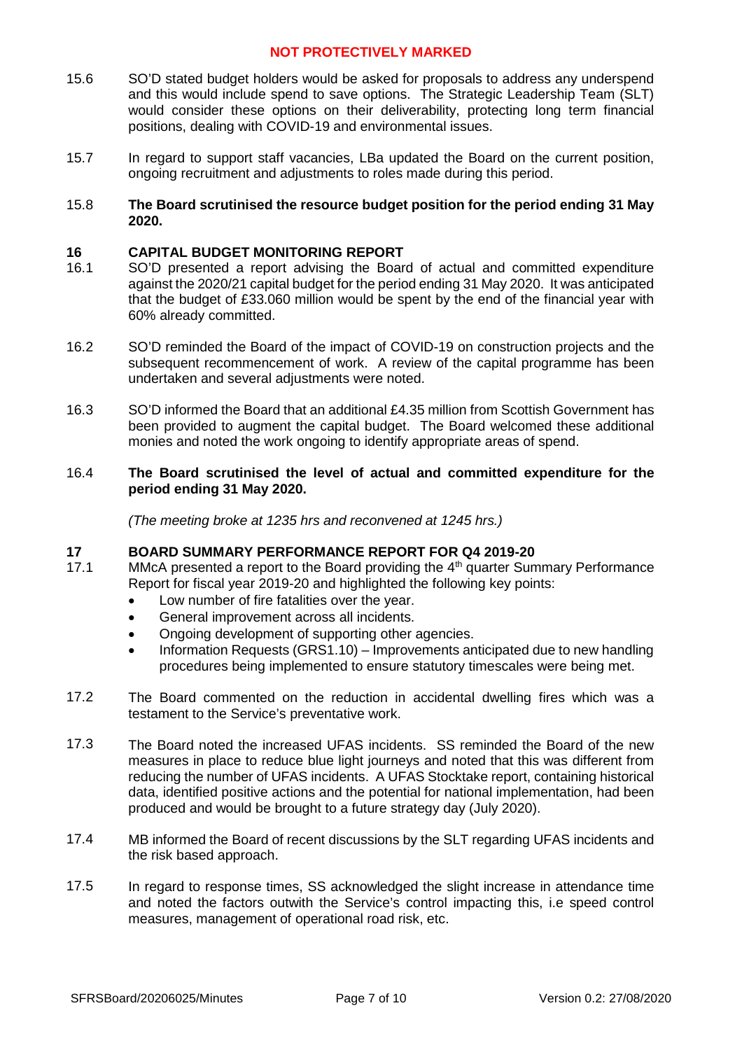**NOT PROTECTIVELY MARKED**

15.6 SO'D stated budget holders would be asked for proposals to address any underspend and this would include spend to save options. The Strategic Leadership Team (SLT) would consider these options on their deliverability, protecting long term financial positions, dealing with COVID-19 and environmental issues.

15.7 In regard to support staff vacancies, LBa updated the Board on the current position, ongoing recruitment and adjustments to roles made during this period.

15.8 **The Board scrutinised the resource budget position for the period ending 31 May 2020.**

## 16 CAPITAL BUDGET MONITORING REPORT

16.1 SO'D presented a report advising the Board of actual and committed expenditure against the 2020/21 capital budget for the period ending 31 May 2020. It was anticipated that the budget of £33.060 million would be spent by the end of the financial year with 60% already committed.

16.2 SO'D reminded the Board of the impact of COVID-19 on construction projects and the subsequent recommencement of work. A review of the capital programme has been undertaken and several adjustments were noted.

16.3 SO'D informed the Board that an additional £4.35 million from Scottish Government has been provided to augment the capital budget. The Board welcomed these additional monies and noted the work ongoing to identify appropriate areas of spend.

16.4 **The Board scrutinised the level of actual and committed expenditure for the period ending 31 May 2020.**

*(The meeting broke at 1235 hrs and reconvened at 1245 hrs.)*

## 17 BOARD SUMMARY PERFORMANCE REPORT FOR Q4 2019-20

17.1 MMcA presented a report to the Board providing the 4th quarter Summary Performance Report for fiscal year 2019-20 and highlighted the following key points:

- Low number of fire fatalities over the year.
- General improvement across all incidents.
- Ongoing development of supporting other agencies.
- Information Requests (GRS1.10) – Improvements anticipated due to new handling procedures being implemented to ensure statutory timescales were being met.

17.2 The Board commented on the reduction in accidental dwelling fires which was a testament to the Service's preventative work.

17.3 The Board noted the increased UFAS incidents. SS reminded the Board of the new measures in place to reduce blue light journeys and noted that this was different from reducing the number of UFAS incidents. A UFAS Stocktake report, containing historical data, identified positive actions and the potential for national implementation, had been produced and would be brought to a future strategy day (July 2020).

17.4 MB informed the Board of recent discussions by the SLT regarding UFAS incidents and the risk based approach.

17.5 In regard to response times, SS acknowledged the slight increase in attendance time and noted the factors outwith the Service's control impacting this, i.e speed control measures, management of operational road risk, etc.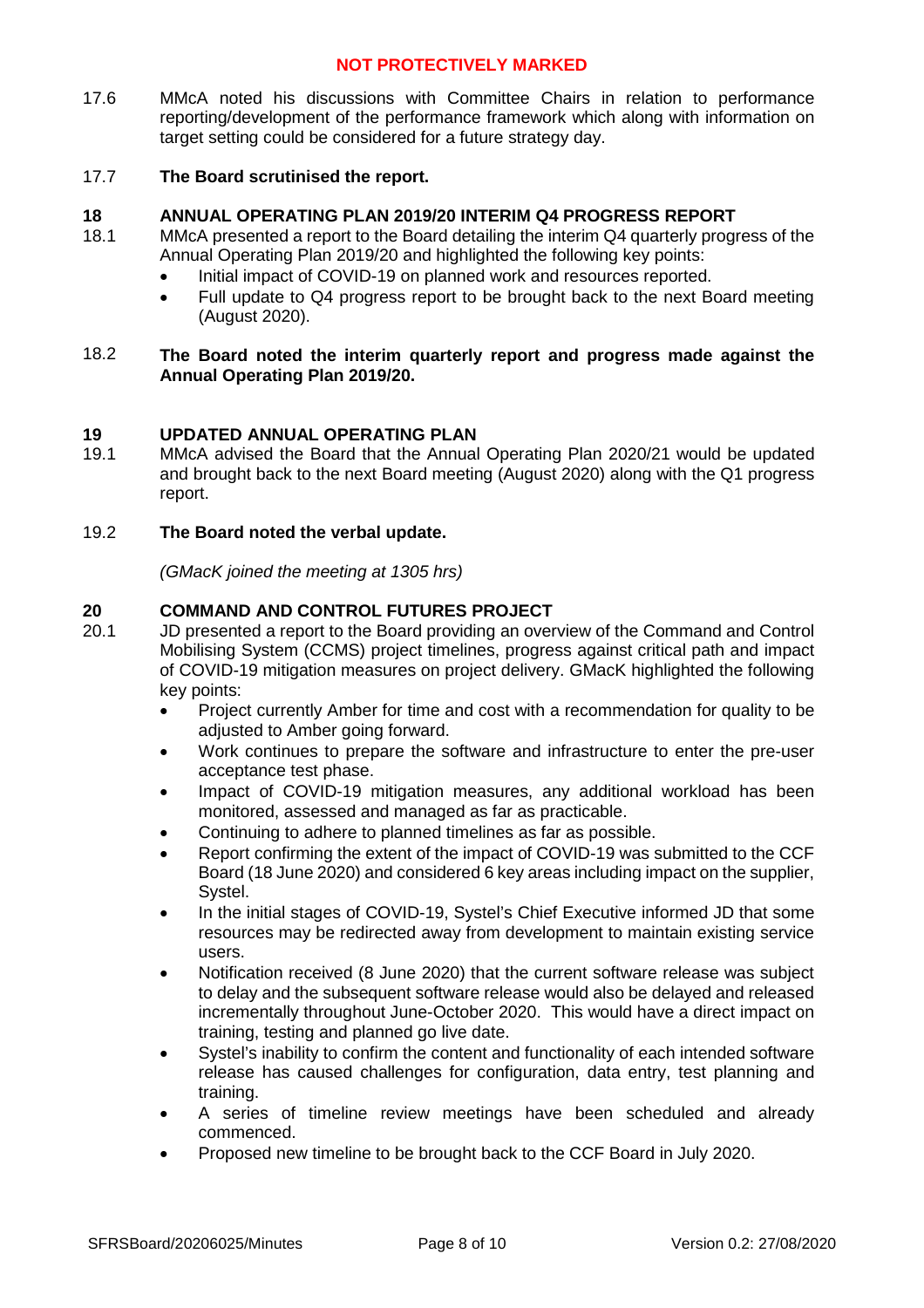**NOT PROTECTIVELY MARKED**

17.6 MMcA noted his discussions with Committee Chairs in relation to performance reporting/development of the performance framework which along with information on target setting could be considered for a future strategy day.

17.7 **The Board scrutinised the report.**

## 18 ANNUAL OPERATING PLAN 2019/20 INTERIM Q4 PROGRESS REPORT

18.1 MMcA presented a report to the Board detailing the interim Q4 quarterly progress of the Annual Operating Plan 2019/20 and highlighted the following key points:

- Initial impact of COVID-19 on planned work and resources reported.
- Full update to Q4 progress report to be brought back to the next Board meeting (August 2020).

18.2 **The Board noted the interim quarterly report and progress made against the Annual Operating Plan 2019/20.**

## 19 UPDATED ANNUAL OPERATING PLAN

19.1 MMcA advised the Board that the Annual Operating Plan 2020/21 would be updated and brought back to the next Board meeting (August 2020) along with the Q1 progress report.

19.2 **The Board noted the verbal update.**

*(GMacK joined the meeting at 1305 hrs)*

## 20 COMMAND AND CONTROL FUTURES PROJECT

20.1 JD presented a report to the Board providing an overview of the Command and Control Mobilising System (CCMS) project timelines, progress against critical path and impact of COVID-19 mitigation measures on project delivery. GMacK highlighted the following key points:

- Project currently Amber for time and cost with a recommendation for quality to be adjusted to Amber going forward.
- Work continues to prepare the software and infrastructure to enter the pre-user acceptance test phase.
- Impact of COVID-19 mitigation measures, any additional workload has been monitored, assessed and managed as far as practicable.
- Continuing to adhere to planned timelines as far as possible.
- Report confirming the extent of the impact of COVID-19 was submitted to the CCF Board (18 June 2020) and considered 6 key areas including impact on the supplier, Systel.
- In the initial stages of COVID-19, Systel's Chief Executive informed JD that some resources may be redirected away from development to maintain existing service users.
- Notification received (8 June 2020) that the current software release was subject to delay and the subsequent software release would also be delayed and released incrementally throughout June-October 2020. This would have a direct impact on training, testing and planned go live date.
- Systel's inability to confirm the content and functionality of each intended software release has caused challenges for configuration, data entry, test planning and training.
- A series of timeline review meetings have been scheduled and already commenced.
- Proposed new timeline to be brought back to the CCF Board in July 2020.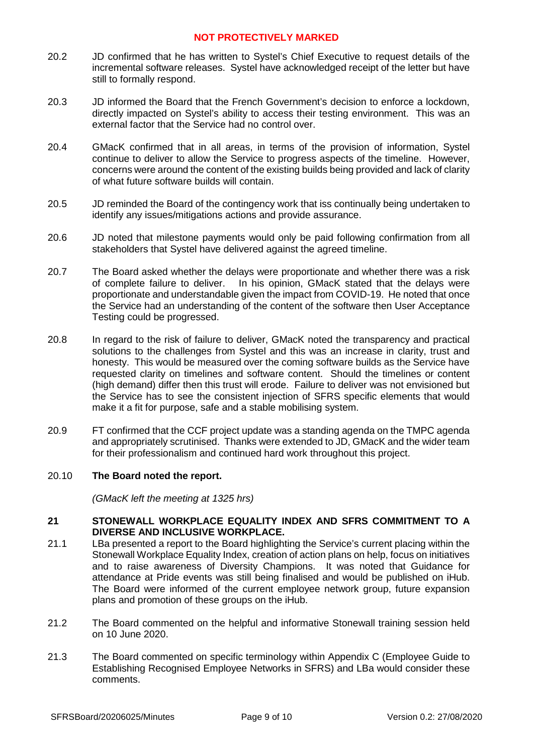20.2 JD confirmed that he has written to Systel's Chief Executive to request details of the incremental software releases. Systel have acknowledged receipt of the letter but have still to formally respond.

20.3 JD informed the Board that the French Government's decision to enforce a lockdown, directly impacted on Systel's ability to access their testing environment. This was an external factor that the Service had no control over.

20.4 GMacK confirmed that in all areas, in terms of the provision of information, Systel continue to deliver to allow the Service to progress aspects of the timeline. However, concerns were around the content of the existing builds being provided and lack of clarity of what future software builds will contain.

20.5 JD reminded the Board of the contingency work that iss continually being undertaken to identify any issues/mitigations actions and provide assurance.

20.6 JD noted that milestone payments would only be paid following confirmation from all stakeholders that Systel have delivered against the agreed timeline.

20.7 The Board asked whether the delays were proportionate and whether there was a risk of complete failure to deliver. In his opinion, GMacK stated that the delays were proportionate and understandable given the impact from COVID-19. He noted that once the Service had an understanding of the content of the software then User Acceptance Testing could be progressed.

20.8 In regard to the risk of failure to deliver, GMacK noted the transparency and practical solutions to the challenges from Systel and this was an increase in clarity, trust and honesty. This would be measured over the coming software builds as the Service have requested clarity on timelines and software content. Should the timelines or content (high demand) differ then this trust will erode. Failure to deliver was not envisioned but the Service has to see the consistent injection of SFRS specific elements that would make it a fit for purpose, safe and a stable mobilising system.

20.9 FT confirmed that the CCF project update was a standing agenda on the TMPC agenda and appropriately scrutinised. Thanks were extended to JD, GMacK and the wider team for their professionalism and continued hard work throughout this project.

20.10 **The Board noted the report.**

*(GMacK left the meeting at 1325 hrs)*

## 21 STONEWALL WORKPLACE EQUALITY INDEX AND SFRS COMMITMENT TO A DIVERSE AND INCLUSIVE WORKPLACE.

21.1 LBa presented a report to the Board highlighting the Service's current placing within the Stonewall Workplace Equality Index, creation of action plans on help, focus on initiatives and to raise awareness of Diversity Champions. It was noted that Guidance for attendance at Pride events was still being finalised and would be published on iHub. The Board were informed of the current employee network group, future expansion plans and promotion of these groups on the iHub.

21.2 The Board commented on the helpful and informative Stonewall training session held on 10 June 2020.

21.3 The Board commented on specific terminology within Appendix C (Employee Guide to Establishing Recognised Employee Networks in SFRS) and LBa would consider these comments.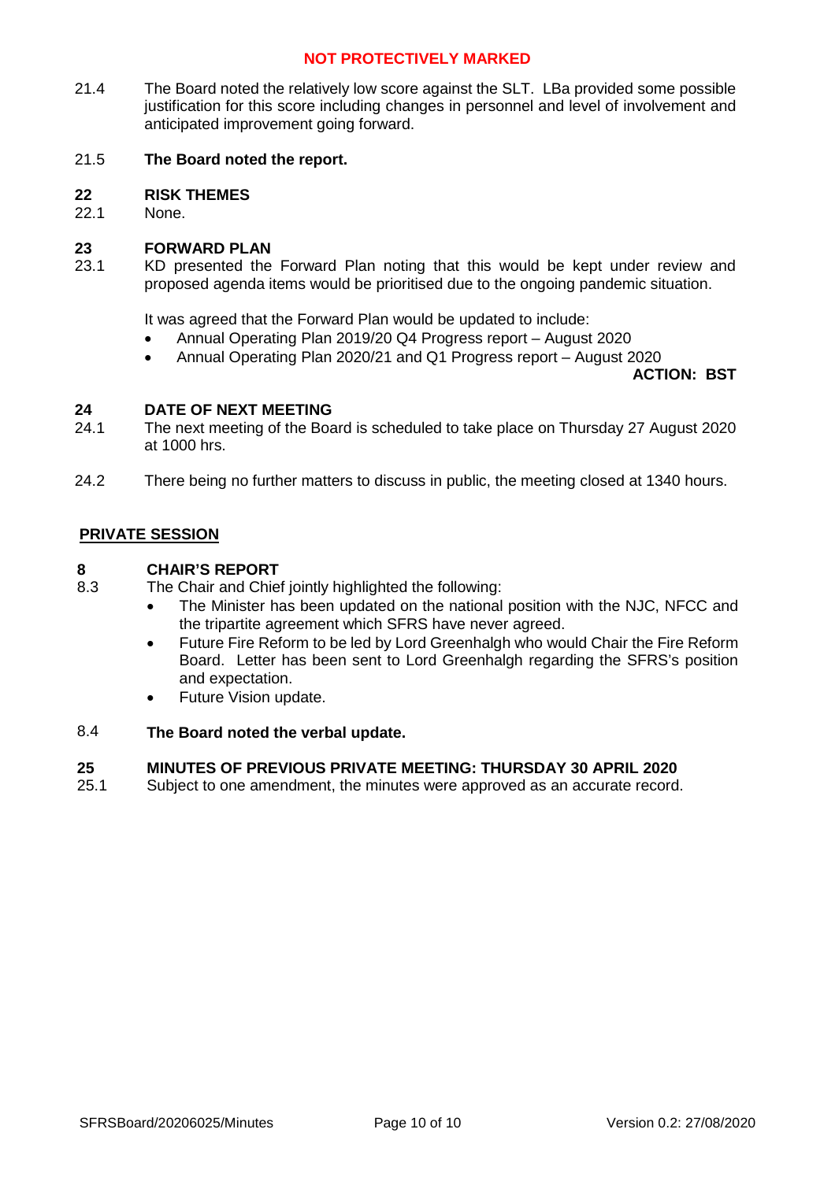21.4 The Board noted the relatively low score against the SLT. LBa provided some possible justification for this score including changes in personnel and level of involvement and anticipated improvement going forward.

21.5 **The Board noted the report.**

## 22 RISK THEMES

22.1 None.

## 23 FORWARD PLAN

23.1 KD presented the Forward Plan noting that this would be kept under review and proposed agenda items would be prioritised due to the ongoing pandemic situation.

It was agreed that the Forward Plan would be updated to include:

- Annual Operating Plan 2019/20 Q4 Progress report – August 2020
- Annual Operating Plan 2020/21 and Q1 Progress report – August 2020

**ACTION: BST**

## 24 DATE OF NEXT MEETING

24.1 The next meeting of the Board is scheduled to take place on Thursday 27 August 2020 at 1000 hrs.

24.2 There being no further matters to discuss in public, the meeting closed at 1340 hours.

## PRIVATE SESSION

## 8 CHAIR'S REPORT

8.3 The Chair and Chief jointly highlighted the following:

- The Minister has been updated on the national position with the NJC, NFCC and the tripartite agreement which SFRS have never agreed.
- Future Fire Reform to be led by Lord Greenhalgh who would Chair the Fire Reform Board. Letter has been sent to Lord Greenhalgh regarding the SFRS's position and expectation.
- Future Vision update.

8.4 **The Board noted the verbal update.**

## 25 MINUTES OF PREVIOUS PRIVATE MEETING: THURSDAY 30 APRIL 2020

25.1 Subject to one amendment, the minutes were approved as an accurate record.